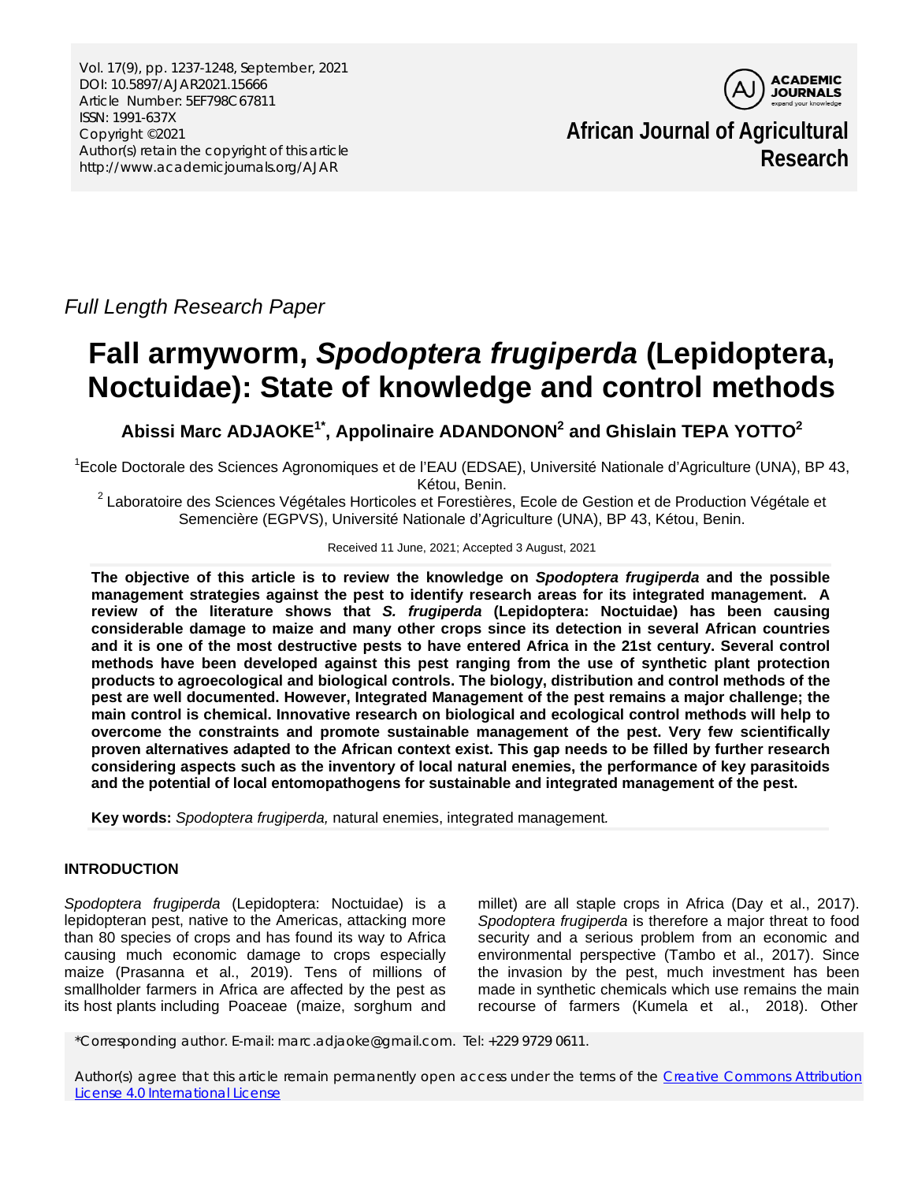Full Length Research Paper

# Fall armyworm, *Spodoptera frugiperda* (Lepidoptera, Noctuidae): State of knowledge and control methods

**Abissi Marc ADJAOKE[1*], Appolinaire ADANDONON[2] and Ghislain TEPA YOTTO[2]**

[1]Ecole Doctorale des Sciences Agronomiques et de l'EAU (EDSAE), Université Nationale d'Agriculture (UNA), BP 43, Kétou, Benin.

[2] Laboratoire des Sciences Végétales Horticoles et Forestières, Ecole de Gestion et de Production Végétale et Semencière (EGPVS), Université Nationale d'Agriculture (UNA), BP 43, Kétou, Benin.

Received 11 June, 2021; Accepted 3 August, 2021

**The objective of this article is to review the knowledge on *Spodoptera frugiperda* and the possible management strategies against the pest to identify research areas for its integrated management. A review of the literature shows that *S. frugiperda* (Lepidoptera: Noctuidae) has been causing considerable damage to maize and many other crops since its detection in several African countries and it is one of the most destructive pests to have entered Africa in the 21st century. Several control methods have been developed against this pest ranging from the use of synthetic plant protection products to agroecological and biological controls. The biology, distribution and control methods of the pest are well documented. However, Integrated Management of the pest remains a major challenge; the main control is chemical. Innovative research on biological and ecological control methods will help to overcome the constraints and promote sustainable management of the pest. Very few scientifically proven alternatives adapted to the African context exist. This gap needs to be filled by further research considering aspects such as the inventory of local natural enemies, the performance of key parasitoids and the potential of local entomopathogens for sustainable and integrated management of the pest.**

**Key words:** *Spodoptera frugiperda,* natural enemies, integrated management*.*

## INTRODUCTION

*Spodoptera frugiperda* (Lepidoptera: Noctuidae) is a lepidopteran pest, native to the Americas, attacking more than 80 species of crops and has found its way to Africa causing much economic damage to crops especially maize (Prasanna et al., 2019). Tens of millions of smallholder farmers in Africa are affected by the pest as its host plants including Poaceae (maize, sorghum and millet) are all staple crops in Africa (Day et al., 2017). *Spodoptera frugiperda* is therefore a major threat to food security and a serious problem from an economic and environmental perspective (Tambo et al., 2017). Since the invasion by the pest, much investment has been made in synthetic chemicals which use remains the main recourse of farmers (Kumela et al., 2018). Other

*Corresponding author. E-mail: marc.adjaoke@gmail.com. Tel: +229 9729 0611.

Author(s) agree that this article remain permanently open access under the terms of the Creative Commons Attribution License 4.0 International License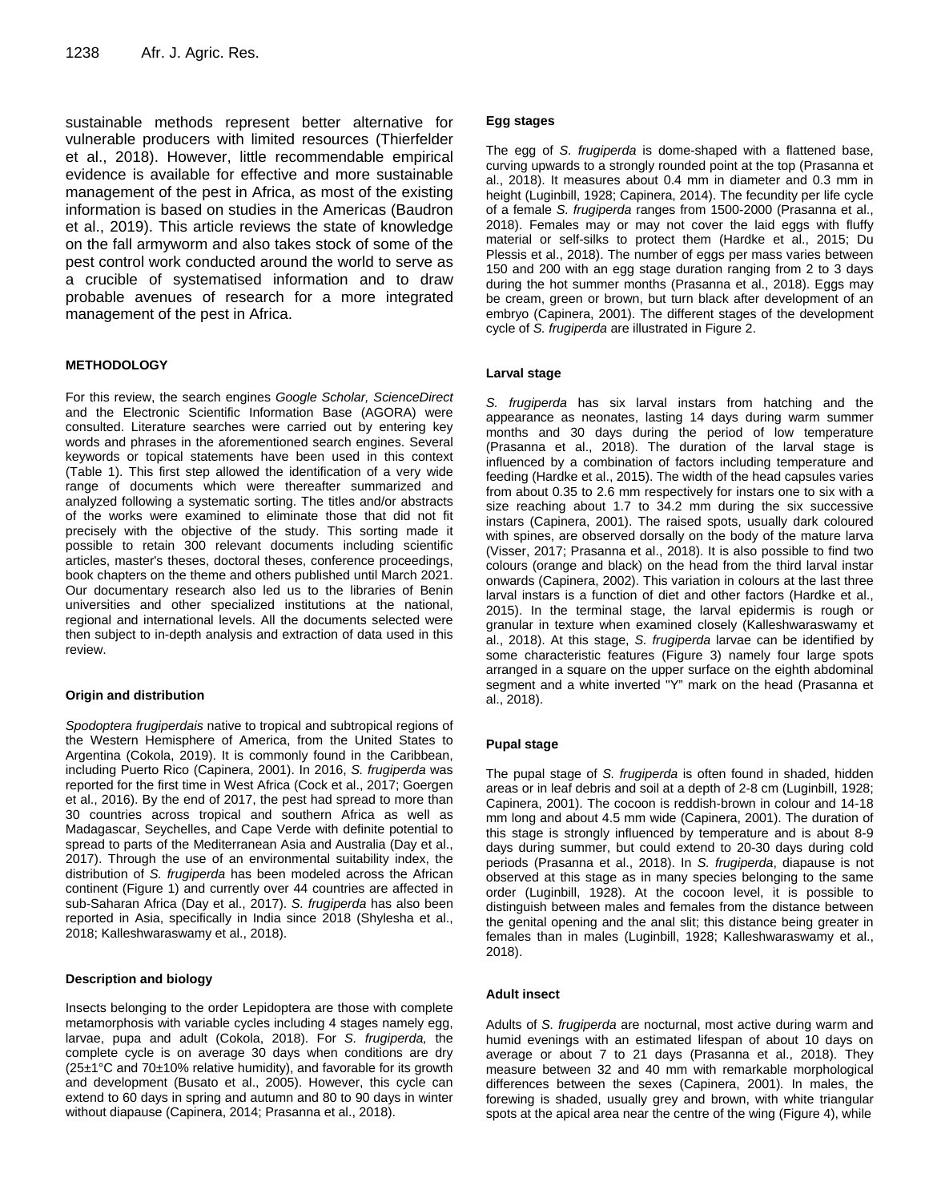sustainable methods represent better alternative for vulnerable producers with limited resources (Thierfelder et al., 2018). However, little recommendable empirical evidence is available for effective and more sustainable management of the pest in Africa, as most of the existing information is based on studies in the Americas (Baudron et al., 2019). This article reviews the state of knowledge on the fall armyworm and also takes stock of some of the pest control work conducted around the world to serve as a crucible of systematised information and to draw probable avenues of research for a more integrated management of the pest in Africa.

## METHODOLOGY

For this review, the search engines *Google Scholar, ScienceDirect* and the Electronic Scientific Information Base (AGORA) were consulted. Literature searches were carried out by entering key words and phrases in the aforementioned search engines. Several keywords or topical statements have been used in this context (Table 1). This first step allowed the identification of a very wide range of documents which were thereafter summarized and analyzed following a systematic sorting. The titles and/or abstracts of the works were examined to eliminate those that did not fit precisely with the objective of the study. This sorting made it possible to retain 300 relevant documents including scientific articles, master's theses, doctoral theses, conference proceedings, book chapters on the theme and others published until March 2021. Our documentary research also led us to the libraries of Benin universities and other specialized institutions at the national, regional and international levels. All the documents selected were then subject to in-depth analysis and extraction of data used in this review.

### Origin and distribution

*Spodoptera frugiperda*is native to tropical and subtropical regions of the Western Hemisphere of America, from the United States to Argentina (Cokola, 2019). It is commonly found in the Caribbean, including Puerto Rico (Capinera, 2001). In 2016, *S. frugiperda* was reported for the first time in West Africa (Cock et al., 2017; Goergen et al., 2016). By the end of 2017, the pest had spread to more than 30 countries across tropical and southern Africa as well as Madagascar, Seychelles, and Cape Verde with definite potential to spread to parts of the Mediterranean Asia and Australia (Day et al., 2017). Through the use of an environmental suitability index, the distribution of *S. frugiperda* has been modeled across the African continent (Figure 1) and currently over 44 countries are affected in sub-Saharan Africa (Day et al., 2017). *S. frugiperda* has also been reported in Asia, specifically in India since 2018 (Shylesha et al., 2018; Kalleshwaraswamy et al., 2018).

### Description and biology

Insects belonging to the order Lepidoptera are those with complete metamorphosis with variable cycles including 4 stages namely egg, larvae, pupa and adult (Cokola, 2018). For *S. frugiperda,* the complete cycle is on average 30 days when conditions are dry (25±1°C and 70±10% relative humidity), and favorable for its growth and development (Busato et al., 2005). However, this cycle can extend to 60 days in spring and autumn and 80 to 90 days in winter without diapause (Capinera, 2014; Prasanna et al., 2018).

### Egg stages

The egg of *S. frugiperda* is dome-shaped with a flattened base, curving upwards to a strongly rounded point at the top (Prasanna et al., 2018). It measures about 0.4 mm in diameter and 0.3 mm in height (Luginbill, 1928; Capinera, 2014). The fecundity per life cycle of a female *S. frugiperda* ranges from 1500-2000 (Prasanna et al., 2018). Females may or may not cover the laid eggs with fluffy material or self-silks to protect them (Hardke et al., 2015; Du Plessis et al., 2018). The number of eggs per mass varies between 150 and 200 with an egg stage duration ranging from 2 to 3 days during the hot summer months (Prasanna et al., 2018). Eggs may be cream, green or brown, but turn black after development of an embryo (Capinera, 2001). The different stages of the development cycle of *S. frugiperda* are illustrated in Figure 2.

### Larval stage

*S. frugiperda* has six larval instars from hatching and the appearance as neonates, lasting 14 days during warm summer months and 30 days during the period of low temperature (Prasanna et al., 2018). The duration of the larval stage is influenced by a combination of factors including temperature and feeding (Hardke et al., 2015). The width of the head capsules varies from about 0.35 to 2.6 mm respectively for instars one to six with a size reaching about 1.7 to 34.2 mm during the six successive instars (Capinera, 2001). The raised spots, usually dark coloured with spines, are observed dorsally on the body of the mature larva (Visser, 2017; Prasanna et al., 2018). It is also possible to find two colours (orange and black) on the head from the third larval instar onwards (Capinera, 2002). This variation in colours at the last three larval instars is a function of diet and other factors (Hardke et al., 2015). In the terminal stage, the larval epidermis is rough or granular in texture when examined closely (Kalleshwaraswamy et al., 2018). At this stage, *S. frugiperda* larvae can be identified by some characteristic features (Figure 3) namely four large spots arranged in a square on the upper surface on the eighth abdominal segment and a white inverted "Y" mark on the head (Prasanna et al., 2018).

### Pupal stage

The pupal stage of *S. frugiperda* is often found in shaded, hidden areas or in leaf debris and soil at a depth of 2-8 cm (Luginbill, 1928; Capinera, 2001). The cocoon is reddish-brown in colour and 14-18 mm long and about 4.5 mm wide (Capinera, 2001). The duration of this stage is strongly influenced by temperature and is about 8-9 days during summer, but could extend to 20-30 days during cold periods (Prasanna et al., 2018). In *S. frugiperda*, diapause is not observed at this stage as in many species belonging to the same order (Luginbill, 1928). At the cocoon level, it is possible to distinguish between males and females from the distance between the genital opening and the anal slit; this distance being greater in females than in males (Luginbill, 1928; Kalleshwaraswamy et al., 2018).

### Adult insect

Adults of *S. frugiperda* are nocturnal, most active during warm and humid evenings with an estimated lifespan of about 10 days on average or about 7 to 21 days (Prasanna et al., 2018). They measure between 32 and 40 mm with remarkable morphological differences between the sexes (Capinera, 2001). In males, the forewing is shaded, usually grey and brown, with white triangular spots at the apical area near the centre of the wing (Figure 4), while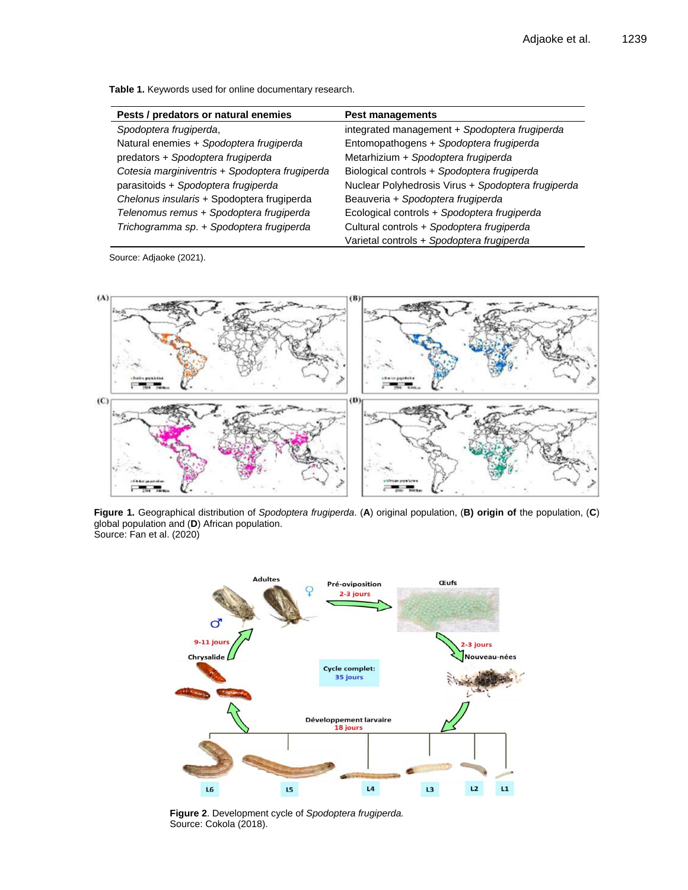**Table 1.** Keywords used for online documentary research.

| Pests / predators or natural enemies | Pest managements |
|---|---|
| *Spodoptera frugiperda*, | integrated management + *Spodoptera frugiperda* |
| Natural enemies + *Spodoptera frugiperda* | Entomopathogens + *Spodoptera frugiperda* |
| predators + *Spodoptera frugiperda* | Metarhizium + *Spodoptera frugiperda* |
| *Cotesia marginiventris* + *Spodoptera frugiperda* | Biological controls + *Spodoptera frugiperda* |
| parasitoids + *Spodoptera frugiperda* | Nuclear Polyhedrosis Virus + *Spodoptera frugiperda* |
| *Chelonus insularis* + Spodoptera frugiperda | Beauveria + *Spodoptera frugiperda* |
| *Telenomus remus* + *Spodoptera frugiperda* | Ecological controls + *Spodoptera frugiperda* |
| *Trichogramma sp*. + *Spodoptera frugiperda* | Cultural controls + *Spodoptera frugiperda* |
| | Varietal controls + *Spodoptera frugiperda* |

Source: Adjaoke (2021).

**Figure 1.** Geographical distribution of *Spodoptera frugiperda*. (**A**) original population, (**B) origin of** the population, (**C**) global population and (**D**) African population.
Source: Fan et al. (2020)

**Figure 2**. Development cycle of *Spodoptera frugiperda.*
Source: Cokola (2018).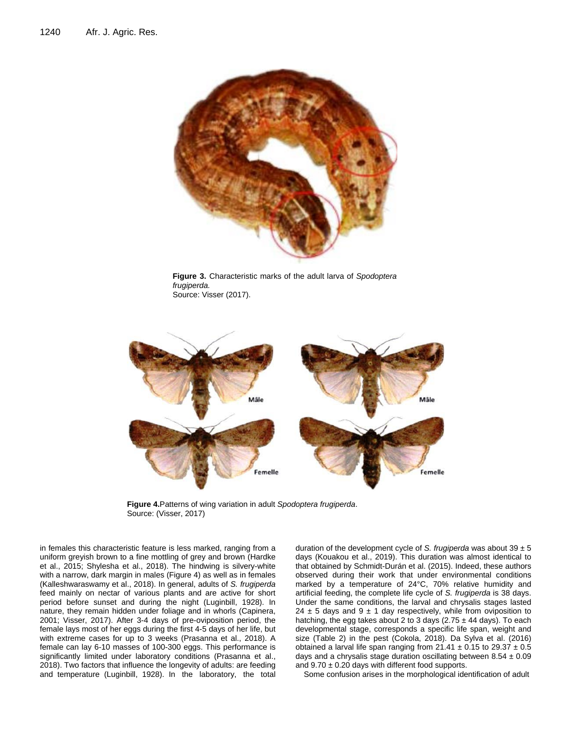**Figure 3.** Characteristic marks of the adult larva of *Spodoptera frugiperda.*
Source: Visser (2017).

**Figure 4.**Patterns of wing variation in adult *Spodoptera frugiperda*.
Source: (Visser, 2017)

in females this characteristic feature is less marked, ranging from a uniform greyish brown to a fine mottling of grey and brown (Hardke et al., 2015; Shylesha et al., 2018). The hindwing is silvery-white with a narrow, dark margin in males (Figure 4) as well as in females (Kalleshwaraswamy et al., 2018). In general, adults of *S. frugiperda* feed mainly on nectar of various plants and are active for short period before sunset and during the night (Luginbill, 1928). In nature, they remain hidden under foliage and in whorls (Capinera, 2001; Visser, 2017). After 3-4 days of pre-oviposition period, the female lays most of her eggs during the first 4-5 days of her life, but with extreme cases for up to 3 weeks (Prasanna et al., 2018). A female can lay 6-10 masses of 100-300 eggs. This performance is significantly limited under laboratory conditions (Prasanna et al., 2018). Two factors that influence the longevity of adults: are feeding and temperature (Luginbill, 1928). In the laboratory, the total duration of the development cycle of *S. frugiperda* was about 39 ± 5 days (Kouakou et al., 2019). This duration was almost identical to that obtained by Schmidt-Durán et al. (2015). Indeed, these authors observed during their work that under environmental conditions marked by a temperature of 24°C, 70% relative humidity and artificial feeding, the complete life cycle of *S. frugiperda* is 38 days. Under the same conditions, the larval and chrysalis stages lasted 24 ± 5 days and 9 ± 1 day respectively, while from oviposition to hatching, the egg takes about 2 to 3 days (2.75 ± 44 days). To each developmental stage, corresponds a specific life span, weight and size (Table 2) in the pest (Cokola, 2018). Da Sylva et al. (2016) obtained a larval life span ranging from 21.41 ± 0.15 to 29.37 ± 0.5 days and a chrysalis stage duration oscillating between 8.54 ± 0.09 and 9.70 ± 0.20 days with different food supports.

Some confusion arises in the morphological identification of adult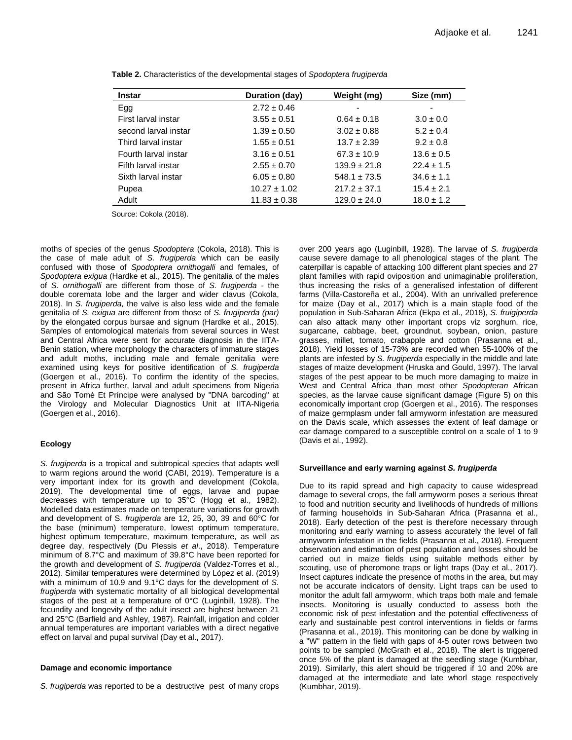**Table 2.** Characteristics of the developmental stages of *Spodoptera frugiperda*

| Instar | Duration (day) | Weight (mg) | Size (mm) |
|---|---|---|---|
| Egg | 2.72 ± 0.46 | - | - |
| First larval instar | 3.55 ± 0.51 | 0.64 ± 0.18 | 3.0 ± 0.0 |
| second larval instar | 1.39 ± 0.50 | 3.02 ± 0.88 | 5.2 ± 0.4 |
| Third larval instar | 1.55 ± 0.51 | 13.7 ± 2.39 | 9.2 ± 0.8 |
| Fourth larval instar | 3.16 ± 0.51 | 67.3 ± 10.9 | 13.6 ± 0.5 |
| Fifth larval instar | 2.55 ± 0.70 | 139.9 ± 21.8 | 22.4 ± 1.5 |
| Sixth larval instar | 6.05 ± 0.80 | 548.1 ± 73.5 | 34.6 ± 1.1 |
| Pupea | 10.27 ± 1.02 | 217.2 ± 37.1 | 15.4 ± 2.1 |
| Adult | 11.83 ± 0.38 | 129.0 ± 24.0 | 18.0 ± 1.2 |

Source: Cokola (2018).

moths of species of the genus *Spodoptera* (Cokola, 2018). This is the case of male adult of *S. frugiperda* which can be easily confused with those of *Spodoptera ornithogalli* and females, of *Spodoptera exigua* (Hardke et al., 2015). The genitalia of the males of *S. ornithogalli* are different from those of *S. frugiperda* - the double coremata lobe and the larger and wider clavus (Cokola, 2018). In *S. frugiperda,* the valve is also less wide and the female genitalia of *S. exigua* are different from those of *S. frugiperda (par)* by the elongated corpus bursae and signum (Hardke et al., 2015). Samples of entomological materials from several sources in West and Central Africa were sent for accurate diagnosis in the IITA-Benin station, where morphology the characters of immature stages and adult moths, including male and female genitalia were examined using keys for positive identification of *S. frugiperda* (Goergen et al., 2016). To confirm the identity of the species, present in Africa further, larval and adult specimens from Nigeria and São Tomé Et Príncipe were analysed by "DNA barcoding" at the Virology and Molecular Diagnostics Unit at IITA-Nigeria (Goergen et al., 2016).

**Ecology**

*S. frugiperda* is a tropical and subtropical species that adapts well to warm regions around the world (CABI, 2019). Temperature is a very important index for its growth and development (Cokola, 2019). The developmental time of eggs, larvae and pupae decreases with temperature up to 35°C (Hogg et al., 1982). Modelled data estimates made on temperature variations for growth and development of S. *frugiperda* are 12, 25, 30, 39 and 60°C for the base (minimum) temperature, lowest optimum temperature, highest optimum temperature, maximum temperature, as well as degree day, respectively (Du Plessis *et al*., 2018). Temperature minimum of 8.7°C and maximum of 39.8°C have been reported for the growth and development of *S. frugiperda* (Valdez-Torres et al., 2012). Similar temperatures were determined by López et al. (2019) with a minimum of 10.9 and 9.1°C days for the development of *S. frugiperda* with systematic mortality of all biological developmental stages of the pest at a temperature of 0°C (Luginbill, 1928). The fecundity and longevity of the adult insect are highest between 21 and 25°C (Barfield and Ashley, 1987). Rainfall, irrigation and colder annual temperatures are important variables with a direct negative effect on larval and pupal survival (Day et al., 2017).

**Damage and economic importance**

*S. frugiperda* was reported to be a destructive pest of many crops over 200 years ago (Luginbill, 1928). The larvae of *S. frugiperda* cause severe damage to all phenological stages of the plant. The caterpillar is capable of attacking 100 different plant species and 27 plant families with rapid oviposition and unimaginable proliferation, thus increasing the risks of a generalised infestation of different farms (Villa-Castoreña et al., 2004). With an unrivalled preference for maize (Day et al., 2017) which is a main staple food of the population in Sub-Saharan Africa (Ekpa et al., 2018), *S. fruigiperda* can also attack many other important crops viz sorghum, rice, sugarcane, cabbage, beet, groundnut, soybean, onion, pasture grasses, millet, tomato, crabapple and cotton (Prasanna et al., 2018). Yield losses of 15-73% are recorded when 55-100% of the plants are infested by *S. frugiperda* especially in the middle and late stages of maize development (Hruska and Gould, 1997). The larval stages of the pest appear to be much more damaging to maize in West and Central Africa than most other *Spodopteran* African species, as the larvae cause significant damage (Figure 5) on this economically important crop (Goergen et al., 2016). The responses of maize germplasm under fall armyworm infestation are measured on the Davis scale, which assesses the extent of leaf damage or ear damage compared to a susceptible control on a scale of 1 to 9 (Davis et al., 1992).

**Surveillance and early warning against *S. frugiperda***

Due to its rapid spread and high capacity to cause widespread damage to several crops, the fall armyworm poses a serious threat to food and nutrition security and livelihoods of hundreds of millions of farming households in Sub-Saharan Africa (Prasanna et al., 2018). Early detection of the pest is therefore necessary through monitoring and early warning to assess accurately the level of fall armyworm infestation in the fields (Prasanna et al., 2018). Frequent observation and estimation of pest population and losses should be carried out in maize fields using suitable methods either by scouting, use of pheromone traps or light traps (Day et al., 2017). Insect captures indicate the presence of moths in the area, but may not be accurate indicators of density. Light traps can be used to monitor the adult fall armyworm, which traps both male and female insects. Monitoring is usually conducted to assess both the economic risk of pest infestation and the potential effectiveness of early and sustainable pest control interventions in fields or farms (Prasanna et al., 2019). This monitoring can be done by walking in a "W" pattern in the field with gaps of 4-5 outer rows between two points to be sampled (McGrath et al., 2018). The alert is triggered once 5% of the plant is damaged at the seedling stage (Kumbhar, 2019). Similarly, this alert should be triggered if 10 and 20% are damaged at the intermediate and late whorl stage respectively (Kumbhar, 2019).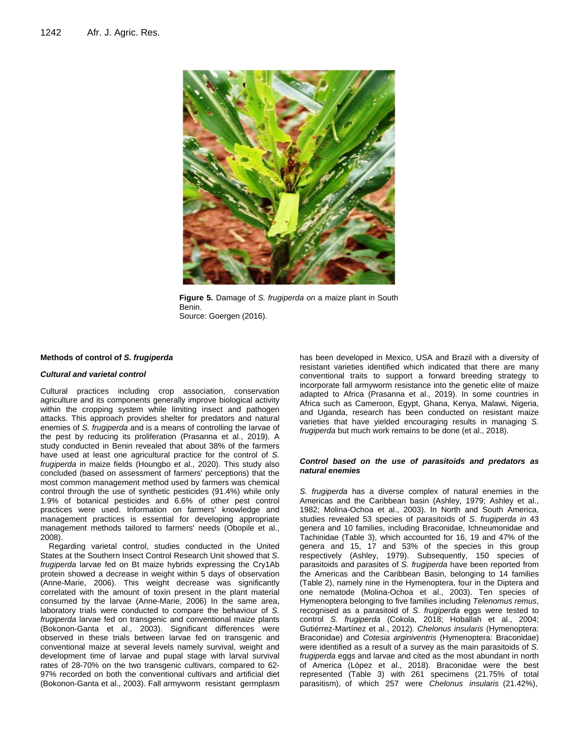**Figure 5.** Damage of *S. frugiperda on* a maize plant in South Benin.
Source: Goergen (2016).

## Methods of control of *S. frugiperda*

### *Cultural and varietal control*

Cultural practices including crop association, conservation agriculture and its components generally improve biological activity within the cropping system while limiting insect and pathogen attacks. This approach provides shelter for predators and natural enemies of *S. frugiperda* and is a means of controlling the larvae of the pest by reducing its proliferation (Prasanna et al., 2019). A study conducted in Benin revealed that about 38% of the farmers have used at least one agricultural practice for the control of *S. frugiperda* in maize fields (Houngbo et al., 2020). This study also concluded (based on assessment of farmers' perceptions) that the most common management method used by farmers was chemical control through the use of synthetic pesticides (91.4%) while only 1.9% of botanical pesticides and 6.6% of other pest control practices were used. Information on farmers' knowledge and management practices is essential for developing appropriate management methods tailored to farmers' needs (Obopile et al., 2008).

Regarding varietal control, studies conducted in the United States at the Southern Insect Control Research Unit showed that *S. frugiperda* larvae fed on Bt maize hybrids expressing the Cry1Ab protein showed a decrease in weight within 5 days of observation (Anne-Marie, 2006). This weight decrease was significantly correlated with the amount of toxin present in the plant material consumed by the larvae (Anne-Marie, 2006) In the same area, laboratory trials were conducted to compare the behaviour of *S. frugiperda* larvae fed on transgenic and conventional maize plants (Bokonon-Ganta et al., 2003). Significant differences were observed in these trials between larvae fed on transgenic and conventional maize at several levels namely survival, weight and development time of larvae and pupal stage with larval survival rates of 28-70% on the two transgenic cultivars, compared to 62-97% recorded on both the conventional cultivars and artificial diet (Bokonon-Ganta et al., 2003). Fall armyworm resistant germplasm has been developed in Mexico, USA and Brazil with a diversity of resistant varieties identified which indicated that there are many conventional traits to support a forward breeding strategy to incorporate fall armyworm resistance into the genetic elite of maize adapted to Africa (Prasanna et al., 2019). In some countries in Africa such as Cameroon, Egypt, Ghana, Kenya, Malawi, Nigeria, and Uganda, research has been conducted on resistant maize varieties that have yielded encouraging results in managing *S. frugiperda* but much work remains to be done (et al., 2018).

### *Control based on the use of parasitoids and predators as natural enemies*

*S. frugiperda* has a diverse complex of natural enemies in the Americas and the Caribbean basin (Ashley, 1979; Ashley et al., 1982; Molina-Ochoa et al., 2003). In North and South America, studies revealed 53 species of parasitoids of *S. frugiperda in* 43 genera and 10 families, including Braconidae, Ichneumonidae and Tachinidae (Table 3), which accounted for 16, 19 and 47% of the genera and 15, 17 and 53% of the species in this group respectively (Ashley, 1979). Subsequently, 150 species of parasitoids and parasites of *S. frugiperda* have been reported from the Americas and the Caribbean Basin, belonging to 14 families (Table 2), namely nine in the Hymenoptera, four in the Diptera and one nematode (Molina-Ochoa et al., 2003). Ten species of Hymenoptera belonging to five families including *Telenomus remus*, recognised as a parasitoid of *S. frugiperda* eggs were tested to control *S. frugiperda* (Cokola, 2018; Hoballah et al., 2004; Gutiérrez-Martínez et al., 2012). *Chelonus insularis* (Hymenoptera: Braconidae) and *Cotesia arginiventris* (Hymenoptera: Braconidae) were identified as a result of a survey as the main parasitoids of *S. frugiperda* eggs and larvae and cited as the most abundant in north of America (López et al., 2018). Braconidae were the best represented (Table 3) with 261 specimens (21.75% of total parasitism), of which 257 were *Chelonus insularis* (21.42%),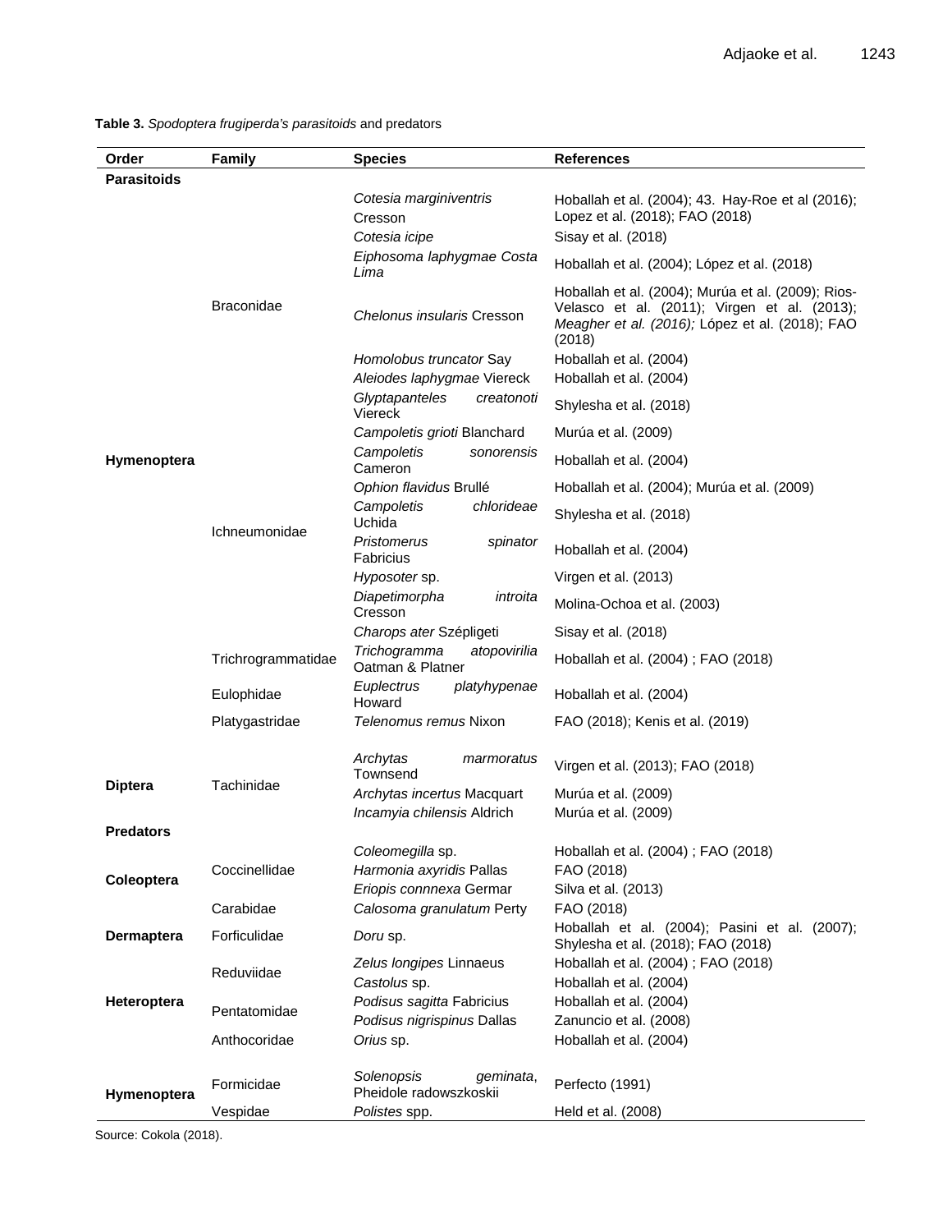**Table 3.** *Spodoptera frugiperda's parasitoids* and predators

| Order | Family | Species | References |
|---|---|---|---|
| **Parasitoids** | | | |
| Hymenoptera | Braconidae | *Cotesia marginiventris* Cresson | Hoballah et al. (2004); 43. Hay-Roe et al (2016); Lopez et al. (2018); FAO (2018) |
| | | *Cotesia icipe* | Sisay et al. (2018) |
| | | *Eiphosoma laphygmae Costa Lima* | Hoballah et al. (2004); López et al. (2018) |
| | | *Chelonus insularis* Cresson | Hoballah et al. (2004); Murúa et al. (2009); Rios-Velasco et al. (2011); Virgen et al. (2013); *Meagher et al. (2016);* López et al. (2018); FAO (2018) |
| | | *Homolobus truncator* Say | Hoballah et al. (2004) |
| | | *Aleiodes laphygmae* Viereck | Hoballah et al. (2004) |
| | | *Glyptapanteles creatonoti* Viereck | Shylesha et al. (2018) |
| | Ichneumonidae | *Campoletis grioti* Blanchard | Murúa et al. (2009) |
| | | *Campoletis sonorensis* Cameron | Hoballah et al. (2004) |
| | | *Ophion flavidus* Brullé | Hoballah et al. (2004); Murúa et al. (2009) |
| | | *Campoletis chlorideae* Uchida | Shylesha et al. (2018) |
| | | *Pristomerus spinator* Fabricius | Hoballah et al. (2004) |
| | | *Hyposoter* sp. | Virgen et al. (2013) |
| | | *Diapetimorpha introita* Cresson | Molina-Ochoa et al. (2003) |
| | | *Charops ater* Szépligeti | Sisay et al. (2018) |
| | Trichogrammatidae | *Trichogramma atopovirilia* Oatman & Platner | Hoballah et al. (2004) ; FAO (2018) |
| | Eulophidae | *Euplectrus platyhypenae* Howard | Hoballah et al. (2004) |
| | Platygastridae | *Telenomus remus* Nixon | FAO (2018); Kenis et al. (2019) |
| Diptera | Tachinidae | *Archytas marmoratus* Townsend | Virgen et al. (2013); FAO (2018) |
| | | *Archytas incertus* Macquart | Murúa et al. (2009) |
| | | *Incamyia chilensis* Aldrich | Murúa et al. (2009) |
| **Predators** | | | |
| Coleoptera | Coccinellidae | *Coleomegilla* sp. | Hoballah et al. (2004) ; FAO (2018) |
| | | *Harmonia axyridis* Pallas | FAO (2018) |
| | | *Eriopis connnexa* Germar | Silva et al. (2013) |
| | Carabidae | *Calosoma granulatum* Perty | FAO (2018) |
| Dermaptera | Forficulidae | *Doru* sp. | Hoballah et al. (2004); Pasini et al. (2007); Shylesha et al. (2018); FAO (2018) |
| Heteroptera | Reduviidae | *Zelus longipes* Linnaeus | Hoballah et al. (2004) ; FAO (2018) |
| | | *Castolus* sp. | Hoballah et al. (2004) |
| | Pentatomidae | *Podisus sagitta* Fabricius | Hoballah et al. (2004) |
| | | *Podisus nigrispinus* Dallas | Zanuncio et al. (2008) |
| | Anthocoridae | *Orius* sp. | Hoballah et al. (2004) |
| Hymenoptera | Formicidae | *Solenopsis geminata*, Pheidole radowszkoskii | Perfecto (1991) |
| | Vespidae | *Polistes* spp. | Held et al. (2008) |

Source: Cokola (2018).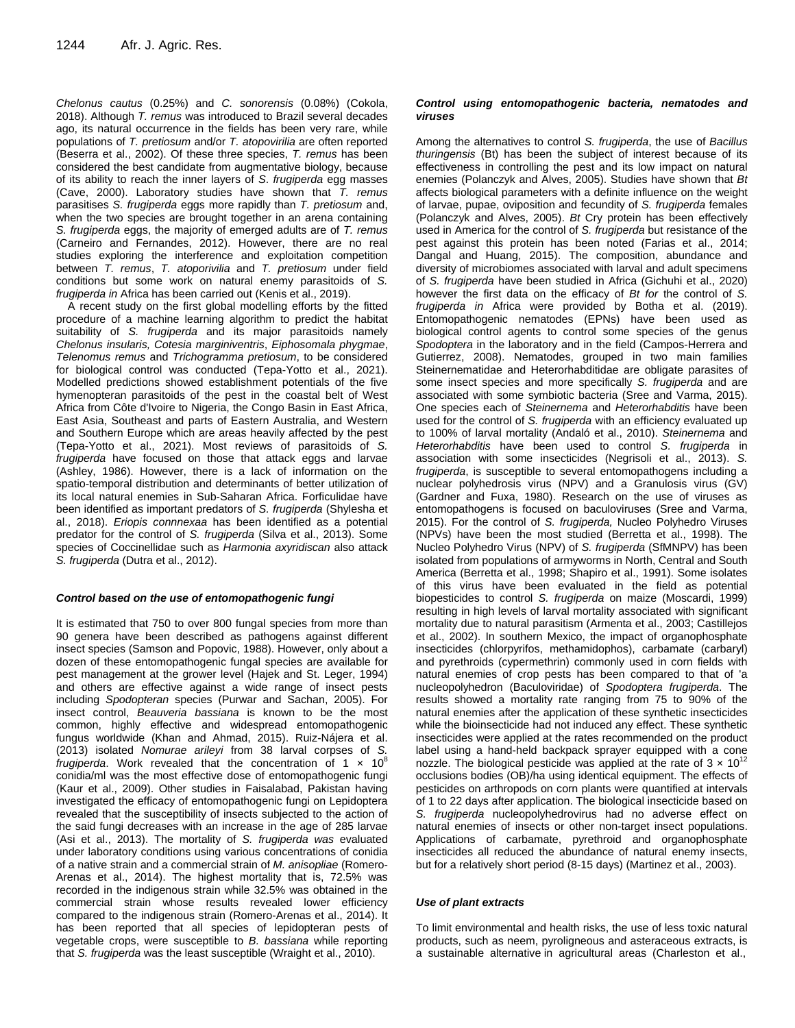*Chelonus cautus* (0.25%) and *C. sonorensis* (0.08%) (Cokola, 2018). Although *T. remus* was introduced to Brazil several decades ago, its natural occurrence in the fields has been very rare, while populations of *T. pretiosum* and/or *T. atopovirilia* are often reported (Beserra et al., 2002). Of these three species, *T. remus* has been considered the best candidate from augmentative biology, because of its ability to reach the inner layers of *S. frugiperda* egg masses (Cave, 2000). Laboratory studies have shown that *T. remus* parasitises *S. frugiperda* eggs more rapidly than *T. pretiosum* and, when the two species are brought together in an arena containing *S. frugiperda* eggs, the majority of emerged adults are of *T. remus* (Carneiro and Fernandes, 2012). However, there are no real studies exploring the interference and exploitation competition between *T. remus*, *T. atoporivilia* and *T. pretiosum* under field conditions but some work on natural enemy parasitoids of *S. frugiperda in* Africa has been carried out (Kenis et al., 2019).

A recent study on the first global modelling efforts by the fitted procedure of a machine learning algorithm to predict the habitat suitability of *S. frugiperda* and its major parasitoids namely *Chelonus insularis, Cotesia marginiventris*, *Eiphosomala phygmae*, *Telenomus remus* and *Trichogramma pretiosum*, to be considered for biological control was conducted (Tepa-Yotto et al., 2021). Modelled predictions showed establishment potentials of the five hymenopteran parasitoids of the pest in the coastal belt of West Africa from Côte d'Ivoire to Nigeria, the Congo Basin in East Africa, East Asia, Southeast and parts of Eastern Australia, and Western and Southern Europe which are areas heavily affected by the pest (Tepa-Yotto et al., 2021). Most reviews of parasitoids of *S. frugiperda* have focused on those that attack eggs and larvae (Ashley, 1986). However, there is a lack of information on the spatio-temporal distribution and determinants of better utilization of its local natural enemies in Sub-Saharan Africa. Forficulidae have been identified as important predators of *S. frugiperda* (Shylesha et al., 2018). *Eriopis connnexaa* has been identified as a potential predator for the control of *S. frugiperda* (Silva et al., 2013). Some species of Coccinellidae such as *Harmonia axyridiscan* also attack *S. frugiperda* (Dutra et al., 2012).

### *Control based on the use of entomopathogenic fungi*

It is estimated that 750 to over 800 fungal species from more than 90 genera have been described as pathogens against different insect species (Samson and Popovic, 1988). However, only about a dozen of these entomopathogenic fungal species are available for pest management at the grower level (Hajek and St. Leger, 1994) and others are effective against a wide range of insect pests including *Spodopteran* species (Purwar and Sachan, 2005). For insect control, *Beauveria bassiana* is known to be the most common, highly effective and widespread entomopathogenic fungus worldwide (Khan and Ahmad, 2015). Ruiz-Nájera et al. (2013) isolated *Nomurae arileyi* from 38 larval corpses of *S. frugiperda*. Work revealed that the concentration of $1 \times 10^8$ conidia/ml was the most effective dose of entomopathogenic fungi (Kaur et al., 2009). Other studies in Faisalabad, Pakistan having investigated the efficacy of entomopathogenic fungi on Lepidoptera revealed that the susceptibility of insects subjected to the action of the said fungi decreases with an increase in the age of 285 larvae (Asi et al., 2013). The mortality of *S. frugiperda was* evaluated under laboratory conditions using various concentrations of conidia of a native strain and a commercial strain of *M. anisopliae* (Romero-Arenas et al., 2014). The highest mortality that is, 72.5% was recorded in the indigenous strain while 32.5% was obtained in the commercial strain whose results revealed lower efficiency compared to the indigenous strain (Romero-Arenas et al., 2014). It has been reported that all species of lepidopteran pests of vegetable crops, were susceptible to *B. bassiana* while reporting that *S. frugiperda* was the least susceptible (Wraight et al., 2010).

### *Control using entomopathogenic bacteria, nematodes and viruses*

Among the alternatives to control *S. frugiperda*, the use of *Bacillus thuringensis* (Bt) has been the subject of interest because of its effectiveness in controlling the pest and its low impact on natural enemies (Polanczyk and Alves, 2005). Studies have shown that *Bt* affects biological parameters with a definite influence on the weight of larvae, pupae, oviposition and fecundity of *S. frugiperda* females (Polanczyk and Alves, 2005). *Bt* Cry protein has been effectively used in America for the control of *S. frugiperda* but resistance of the pest against this protein has been noted (Farias et al., 2014; Dangal and Huang, 2015). The composition, abundance and diversity of microbiomes associated with larval and adult specimens of *S. frugiperda* have been studied in Africa (Gichuhi et al., 2020) however the first data on the efficacy of *Bt for* the control of *S. frugiperda in* Africa were provided by Botha et al. (2019). Entomopathogenic nematodes (EPNs) have been used as biological control agents to control some species of the genus *Spodoptera* in the laboratory and in the field (Campos-Herrera and Gutierrez, 2008). Nematodes, grouped in two main families Steinernematidae and Heterorhabditidae are obligate parasites of some insect species and more specifically *S. frugiperda* and are associated with some symbiotic bacteria (Sree and Varma, 2015). One species each of *Steinernema* and *Heterorhabditis* have been used for the control of *S. frugiperda* with an efficiency evaluated up to 100% of larval mortality (Andaló et al., 2010). *Steinernema* and *Heterorhabditis* have been used to control *S. frugiperda* in association with some insecticides (Negrisoli et al., 2013). *S. frugiperda*, is susceptible to several entomopathogens including a nuclear polyhedrosis virus (NPV) and a Granulosis virus (GV) (Gardner and Fuxa, 1980). Research on the use of viruses as entomopathogens is focused on baculoviruses (Sree and Varma, 2015). For the control of *S. frugiperda,* Nucleo Polyhedro Viruses (NPVs) have been the most studied (Berretta et al., 1998). The Nucleo Polyhedro Virus (NPV) of *S. frugiperda* (SfMNPV) has been isolated from populations of armyworms in North, Central and South America (Berretta et al., 1998; Shapiro et al., 1991). Some isolates of this virus have been evaluated in the field as potential biopesticides to control *S. frugiperda* on maize (Moscardi, 1999) resulting in high levels of larval mortality associated with significant mortality due to natural parasitism (Armenta et al., 2003; Castillejos et al., 2002). In southern Mexico, the impact of organophosphate insecticides (chlorpyrifos, methamidophos), carbamate (carbaryl) and pyrethroids (cypermethrin) commonly used in corn fields with natural enemies of crop pests has been compared to that of 'a nucleopolyhedron (Baculoviridae) of *Spodoptera frugiperda*. The results showed a mortality rate ranging from 75 to 90% of the natural enemies after the application of these synthetic insecticides while the bioinsecticide had not induced any effect. These synthetic insecticides were applied at the rates recommended on the product label using a hand-held backpack sprayer equipped with a cone nozzle. The biological pesticide was applied at the rate of $3 \times 10^{12}$ occlusions bodies (OB)/ha using identical equipment. The effects of pesticides on arthropods on corn plants were quantified at intervals of 1 to 22 days after application. The biological insecticide based on *S. frugiperda* nucleopolyhedrovirus had no adverse effect on natural enemies of insects or other non-target insect populations. Applications of carbamate, pyrethroid and organophosphate insecticides all reduced the abundance of natural enemy insects, but for a relatively short period (8-15 days) (Martinez et al., 2003).

### *Use of plant extracts*

To limit environmental and health risks, the use of less toxic natural products, such as neem, pyroligneous and asteraceous extracts, is a sustainable alternative in agricultural areas (Charleston et al.,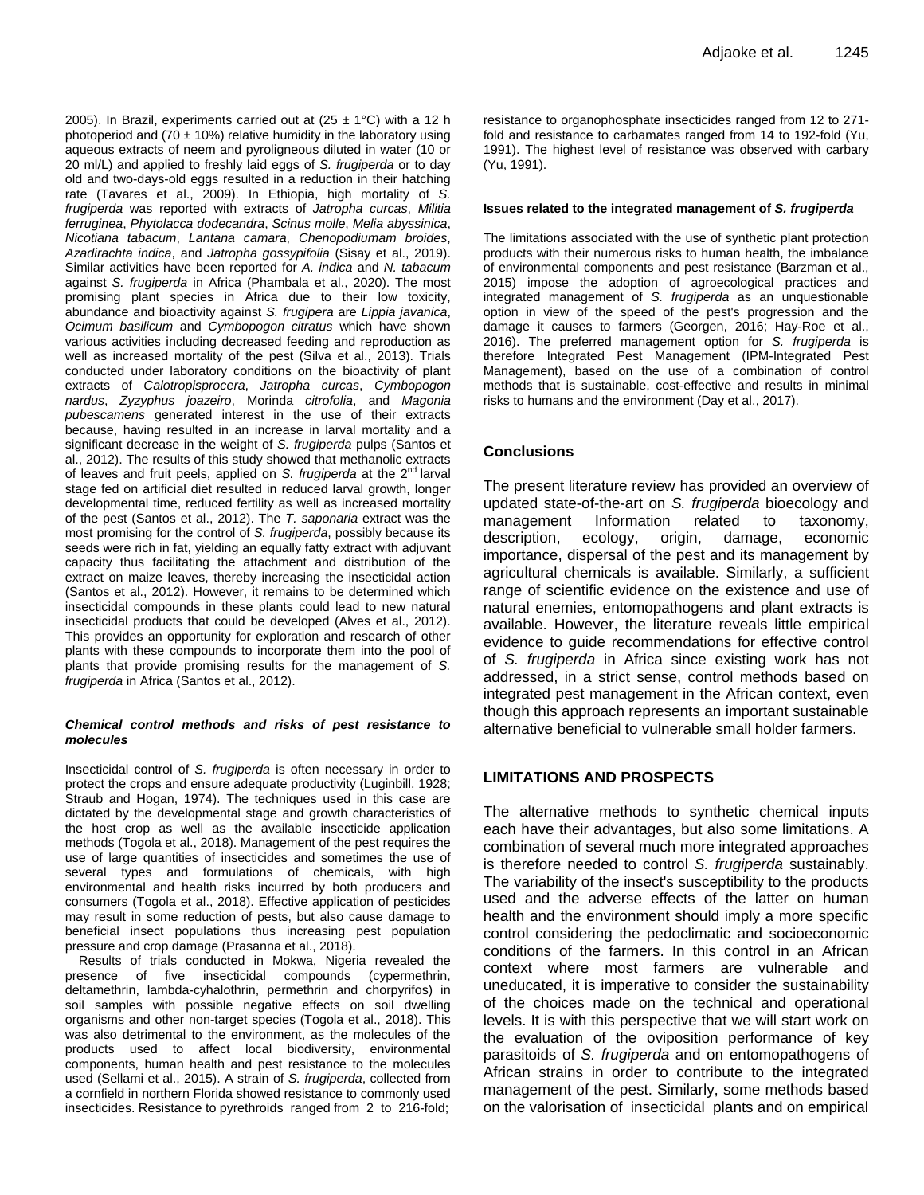2005). In Brazil, experiments carried out at (25 ± 1°C) with a 12 h photoperiod and (70 ± 10%) relative humidity in the laboratory using aqueous extracts of neem and pyroligneous diluted in water (10 or 20 ml/L) and applied to freshly laid eggs of *S. frugiperda* or to day old and two-days-old eggs resulted in a reduction in their hatching rate (Tavares et al., 2009). In Ethiopia, high mortality of *S. frugiperda* was reported with extracts of *Jatropha curcas*, *Militia ferruginea*, *Phytolacca dodecandra*, *Scinus molle*, *Melia abyssinica*, *Nicotiana tabacum*, *Lantana camara*, *Chenopodiumam broides*, *Azadirachta indica*, and *Jatropha gossypifolia* (Sisay et al., 2019). Similar activities have been reported for *A. indica* and *N. tabacum* against *S. frugiperda* in Africa (Phambala et al., 2020). The most promising plant species in Africa due to their low toxicity, abundance and bioactivity against *S. frugipera* are *Lippia javanica*, *Ocimum basilicum* and *Cymbopogon citratus* which have shown various activities including decreased feeding and reproduction as well as increased mortality of the pest (Silva et al., 2013). Trials conducted under laboratory conditions on the bioactivity of plant extracts of *Calotropisprocera*, *Jatropha curcas*, *Cymbopogon nardus*, *Zyzyphus joazeiro*, Morinda *citrofolia*, and *Magonia pubescamens* generated interest in the use of their extracts because, having resulted in an increase in larval mortality and a significant decrease in the weight of *S. frugiperda* pulps (Santos et al., 2012). The results of this study showed that methanolic extracts of leaves and fruit peels, applied on *S. frugiperda* at the 2nd larval stage fed on artificial diet resulted in reduced larval growth, longer developmental time, reduced fertility as well as increased mortality of the pest (Santos et al., 2012). The *T. saponaria* extract was the most promising for the control of *S. frugiperda*, possibly because its seeds were rich in fat, yielding an equally fatty extract with adjuvant capacity thus facilitating the attachment and distribution of the extract on maize leaves, thereby increasing the insecticidal action (Santos et al., 2012). However, it remains to be determined which insecticidal compounds in these plants could lead to new natural insecticidal products that could be developed (Alves et al., 2012). This provides an opportunity for exploration and research of other plants with these compounds to incorporate them into the pool of plants that provide promising results for the management of *S. frugiperda* in Africa (Santos et al., 2012).

#### *Chemical control methods and risks of pest resistance to molecules*

Insecticidal control of *S. frugiperda* is often necessary in order to protect the crops and ensure adequate productivity (Luginbill, 1928; Straub and Hogan, 1974). The techniques used in this case are dictated by the developmental stage and growth characteristics of the host crop as well as the available insecticide application methods (Togola et al., 2018). Management of the pest requires the use of large quantities of insecticides and sometimes the use of several types and formulations of chemicals, with high environmental and health risks incurred by both producers and consumers (Togola et al., 2018). Effective application of pesticides may result in some reduction of pests, but also cause damage to beneficial insect populations thus increasing pest population pressure and crop damage (Prasanna et al., 2018).

Results of trials conducted in Mokwa, Nigeria revealed the presence of five insecticidal compounds (cypermethrin, deltamethrin, lambda-cyhalothrin, permethrin and chorpyrifos) in soil samples with possible negative effects on soil dwelling organisms and other non-target species (Togola et al., 2018). This was also detrimental to the environment, as the molecules of the products used to affect local biodiversity, environmental components, human health and pest resistance to the molecules used (Sellami et al., 2015). A strain of *S. frugiperda*, collected from a cornfield in northern Florida showed resistance to commonly used insecticides. Resistance to pyrethroids ranged from 2 to 216-fold; resistance to organophosphate insecticides ranged from 12 to 271-fold and resistance to carbamates ranged from 14 to 192-fold (Yu, 1991). The highest level of resistance was observed with carbary (Yu, 1991).

#### Issues related to the integrated management of *S. frugiperda*

The limitations associated with the use of synthetic plant protection products with their numerous risks to human health, the imbalance of environmental components and pest resistance (Barzman et al., 2015) impose the adoption of agroecological practices and integrated management of *S. frugiperda* as an unquestionable option in view of the speed of the pest's progression and the damage it causes to farmers (Georgen, 2016; Hay-Roe et al., 2016). The preferred management option for *S. frugiperda* is therefore Integrated Pest Management (IPM-Integrated Pest Management), based on the use of a combination of control methods that is sustainable, cost-effective and results in minimal risks to humans and the environment (Day et al., 2017).

## Conclusions

The present literature review has provided an overview of updated state-of-the-art on *S. frugiperda* bioecology and management Information related to taxonomy, description, ecology, origin, damage, economic importance, dispersal of the pest and its management by agricultural chemicals is available. Similarly, a sufficient range of scientific evidence on the existence and use of natural enemies, entomopathogens and plant extracts is available. However, the literature reveals little empirical evidence to guide recommendations for effective control of *S. frugiperda* in Africa since existing work has not addressed, in a strict sense, control methods based on integrated pest management in the African context, even though this approach represents an important sustainable alternative beneficial to vulnerable small holder farmers.

## LIMITATIONS AND PROSPECTS

The alternative methods to synthetic chemical inputs each have their advantages, but also some limitations. A combination of several much more integrated approaches is therefore needed to control *S. frugiperda* sustainably. The variability of the insect's susceptibility to the products used and the adverse effects of the latter on human health and the environment should imply a more specific control considering the pedoclimatic and socioeconomic conditions of the farmers. In this control in an African context where most farmers are vulnerable and uneducated, it is imperative to consider the sustainability of the choices made on the technical and operational levels. It is with this perspective that we will start work on the evaluation of the oviposition performance of key parasitoids of *S. frugiperda* and on entomopathogens of African strains in order to contribute to the integrated management of the pest. Similarly, some methods based on the valorisation of insecticidal plants and on empirical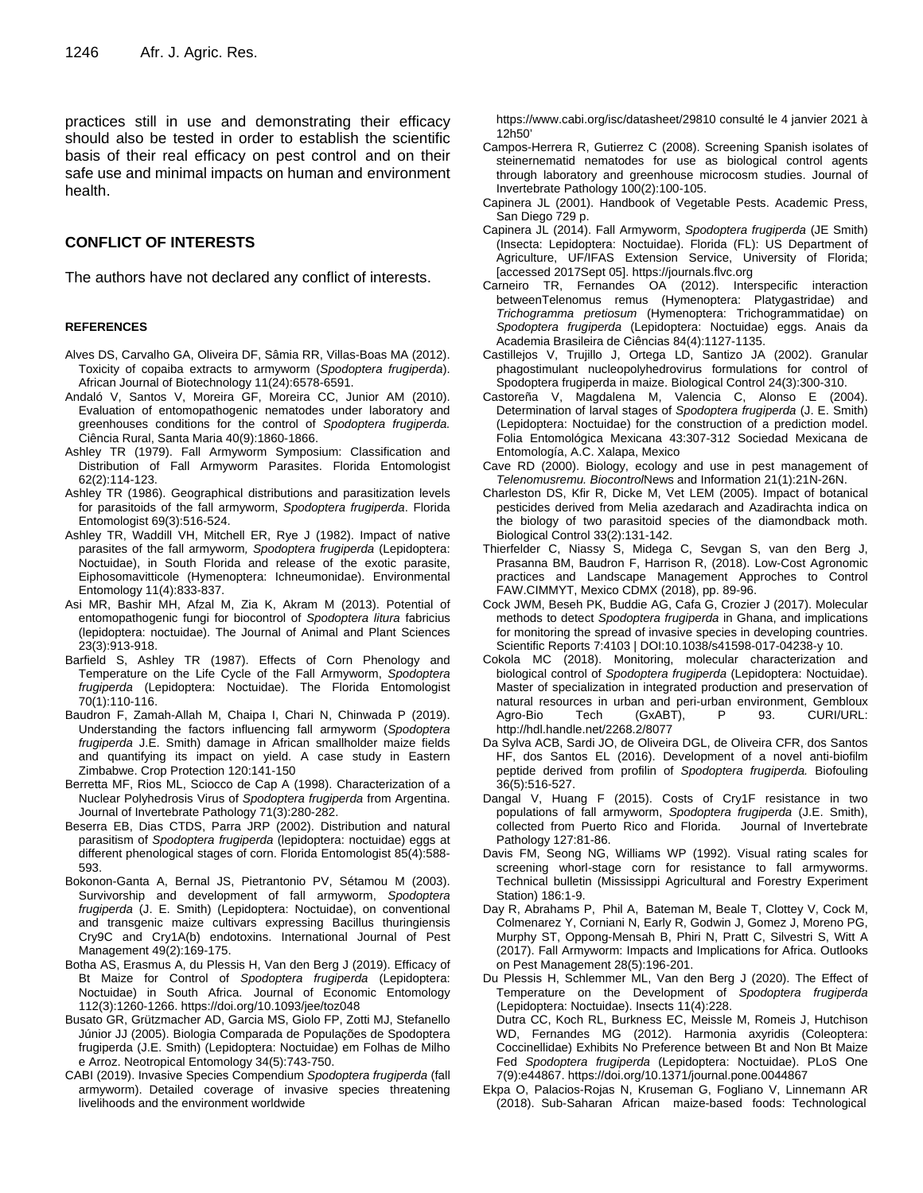practices still in use and demonstrating their efficacy should also be tested in order to establish the scientific basis of their real efficacy on pest control and on their safe use and minimal impacts on human and environment health.

## CONFLICT OF INTERESTS

The authors have not declared any conflict of interests.

### REFERENCES

Alves DS, Carvalho GA, Oliveira DF, Sâmia RR, Villas-Boas MA (2012). Toxicity of copaiba extracts to armyworm (*Spodoptera frugiperda*). African Journal of Biotechnology 11(24):6578-6591.

Andaló V, Santos V, Moreira GF, Moreira CC, Junior AM (2010). Evaluation of entomopathogenic nematodes under laboratory and greenhouses conditions for the control of *Spodoptera frugiperda.* Ciência Rural, Santa Maria 40(9):1860-1866.

Ashley TR (1979). Fall Armyworm Symposium: Classification and Distribution of Fall Armyworm Parasites. Florida Entomologist 62(2):114-123.

Ashley TR (1986). Geographical distributions and parasitization levels for parasitoids of the fall armyworm, *Spodoptera frugiperda*. Florida Entomologist 69(3):516-524.

Ashley TR, Waddill VH, Mitchell ER, Rye J (1982). Impact of native parasites of the fall armyworm*, Spodoptera frugiperda* (Lepidoptera: Noctuidae), in South Florida and release of the exotic parasite, Eiphosomavitticole (Hymenoptera: Ichneumonidae). Environmental Entomology 11(4):833-837.

Asi MR, Bashir MH, Afzal M, Zia K, Akram M (2013). Potential of entomopathogenic fungi for biocontrol of *Spodoptera litura* fabricius (lepidoptera: noctuidae). The Journal of Animal and Plant Sciences 23(3):913-918.

Barfield S, Ashley TR (1987). Effects of Corn Phenology and Temperature on the Life Cycle of the Fall Armyworm, *Spodoptera frugiperda* (Lepidoptera: Noctuidae). The Florida Entomologist 70(1):110-116.

Baudron F, Zamah-Allah M, Chaipa I, Chari N, Chinwada P (2019). Understanding the factors influencing fall armyworm (*Spodoptera frugiperda* J.E. Smith) damage in African smallholder maize fields and quantifying its impact on yield. A case study in Eastern Zimbabwe. Crop Protection 120:141-150

Berretta MF, Rios ML, Sciocco de Cap A (1998). Characterization of a Nuclear Polyhedrosis Virus of *Spodoptera frugiperda* from Argentina. Journal of Invertebrate Pathology 71(3):280-282.

Beserra EB, Dias CTDS, Parra JRP (2002). Distribution and natural parasitism of *Spodoptera frugiperda* (lepidoptera: noctuidae) eggs at different phenological stages of corn. Florida Entomologist 85(4):588-593.

Bokonon-Ganta A, Bernal JS, Pietrantonio PV, Sétamou M (2003). Survivorship and development of fall armyworm, *Spodoptera frugiperda* (J. E. Smith) (Lepidoptera: Noctuidae), on conventional and transgenic maize cultivars expressing Bacillus thuringiensis Cry9C and Cry1A(b) endotoxins. International Journal of Pest Management 49(2):169-175.

Botha AS, Erasmus A, du Plessis H, Van den Berg J (2019). Efficacy of Bt Maize for Control of *Spodoptera frugiperda* (Lepidoptera: Noctuidae) in South Africa. Journal of Economic Entomology 112(3):1260-1266. https://doi.org/10.1093/jee/toz048

Busato GR, Grützmacher AD, Garcia MS, Giolo FP, Zotti MJ, Stefanello Júnior JJ (2005). Biologia Comparada de Populações de Spodoptera frugiperda (J.E. Smith) (Lepidoptera: Noctuidae) em Folhas de Milho e Arroz. Neotropical Entomology 34(5):743-750.

CABI (2019). Invasive Species Compendium *Spodoptera frugiperda* (fall armyworm). Detailed coverage of invasive species threatening livelihoods and the environment worldwide https://www.cabi.org/isc/datasheet/29810 consulté le 4 janvier 2021 à 12h50'

Campos-Herrera R, Gutierrez C (2008). Screening Spanish isolates of steinernematid nematodes for use as biological control agents through laboratory and greenhouse microcosm studies. Journal of Invertebrate Pathology 100(2):100-105.

Capinera JL (2001). Handbook of Vegetable Pests. Academic Press, San Diego 729 p.

Capinera JL (2014). Fall Armyworm, *Spodoptera frugiperda* (JE Smith) (Insecta: Lepidoptera: Noctuidae). Florida (FL): US Department of Agriculture, UF/IFAS Extension Service, University of Florida; [accessed 2017Sept 05]. https://journals.flvc.org

Carneiro TR, Fernandes OA (2012). Interspecific interaction betweenTelenomus remus (Hymenoptera: Platygastridae) and *Trichogramma pretiosum* (Hymenoptera: Trichogrammatidae) on *Spodoptera frugiperda* (Lepidoptera: Noctuidae) eggs. Anais da Academia Brasileira de Ciências 84(4):1127-1135.

Castillejos V, Trujillo J, Ortega LD, Santizo JA (2002). Granular phagostimulant nucleopolyhedrovirus formulations for control of Spodoptera frugiperda in maize. Biological Control 24(3):300-310.

Castoreña V, Magdalena M, Valencia C, Alonso E (2004). Determination of larval stages of *Spodoptera frugiperda* (J. E. Smith) (Lepidoptera: Noctuidae) for the construction of a prediction model. Folia Entomológica Mexicana 43:307-312 Sociedad Mexicana de Entomología, A.C. Xalapa, Mexico

Cave RD (2000). Biology, ecology and use in pest management of *Telenomusremu. Biocontrol*News and Information 21(1):21N-26N.

Charleston DS, Kfir R, Dicke M, Vet LEM (2005). Impact of botanical pesticides derived from Melia azedarach and Azadirachta indica on the biology of two parasitoid species of the diamondback moth. Biological Control 33(2):131-142.

Thierfelder C, Niassy S, Midega C, Sevgan S, van den Berg J, Prasanna BM, Baudron F, Harrison R, (2018). Low-Cost Agronomic practices and Landscape Management Approches to Control FAW.CIMMYT, Mexico CDMX (2018), pp. 89-96.

Cock JWM, Beseh PK, Buddie AG, Cafa G, Crozier J (2017). Molecular methods to detect *Spodoptera frugiperda* in Ghana, and implications for monitoring the spread of invasive species in developing countries. Scientific Reports 7:4103 | DOI:10.1038/s41598-017-04238-y 10.

Cokola MC (2018). Monitoring, molecular characterization and biological control of *Spodoptera frugiperda* (Lepidoptera: Noctuidae). Master of specialization in integrated production and preservation of natural resources in urban and peri-urban environment, Gembloux Agro-Bio Tech (GxABT), P 93. CURI/URL: http://hdl.handle.net/2268.2/8077

Da Sylva ACB, Sardi JO, de Oliveira DGL, de Oliveira CFR, dos Santos HF, dos Santos EL (2016). Development of a novel anti-biofilm peptide derived from profilin of *Spodoptera frugiperda.* Biofouling 36(5):516-527.

Dangal V, Huang F (2015). Costs of Cry1F resistance in two populations of fall armyworm, *Spodoptera frugiperda* (J.E. Smith), collected from Puerto Rico and Florida. Journal of Invertebrate Pathology 127:81-86.

Davis FM, Seong NG, Williams WP (1992). Visual rating scales for screening whorl-stage corn for resistance to fall armyworms. Technical bulletin (Mississippi Agricultural and Forestry Experiment Station) 186:1-9.

Day R, Abrahams P, Phil A, Bateman M, Beale T, Clottey V, Cock M, Colmenarez Y, Corniani N, Early R, Godwin J, Gomez J, Moreno PG, Murphy ST, Oppong-Mensah B, Phiri N, Pratt C, Silvestri S, Witt A (2017). Fall Armyworm: Impacts and Implications for Africa. Outlooks on Pest Management 28(5):196-201.

Du Plessis H, Schlemmer ML, Van den Berg J (2020). The Effect of Temperature on the Development of *Spodoptera frugiperda* (Lepidoptera: Noctuidae). Insects 11(4):228.

Dutra CC, Koch RL, Burkness EC, Meissle M, Romeis J, Hutchison WD, Fernandes MG (2012). Harmonia axyridis (Coleoptera: Coccinellidae) Exhibits No Preference between Bt and Non Bt Maize Fed *Spodoptera frugiperda* (Lepidoptera: Noctuidae). PLoS One 7(9):e44867. https://doi.org/10.1371/journal.pone.0044867

Ekpa O, Palacios-Rojas N, Kruseman G, Fogliano V, Linnemann AR (2018). Sub-Saharan African maize-based foods: Technological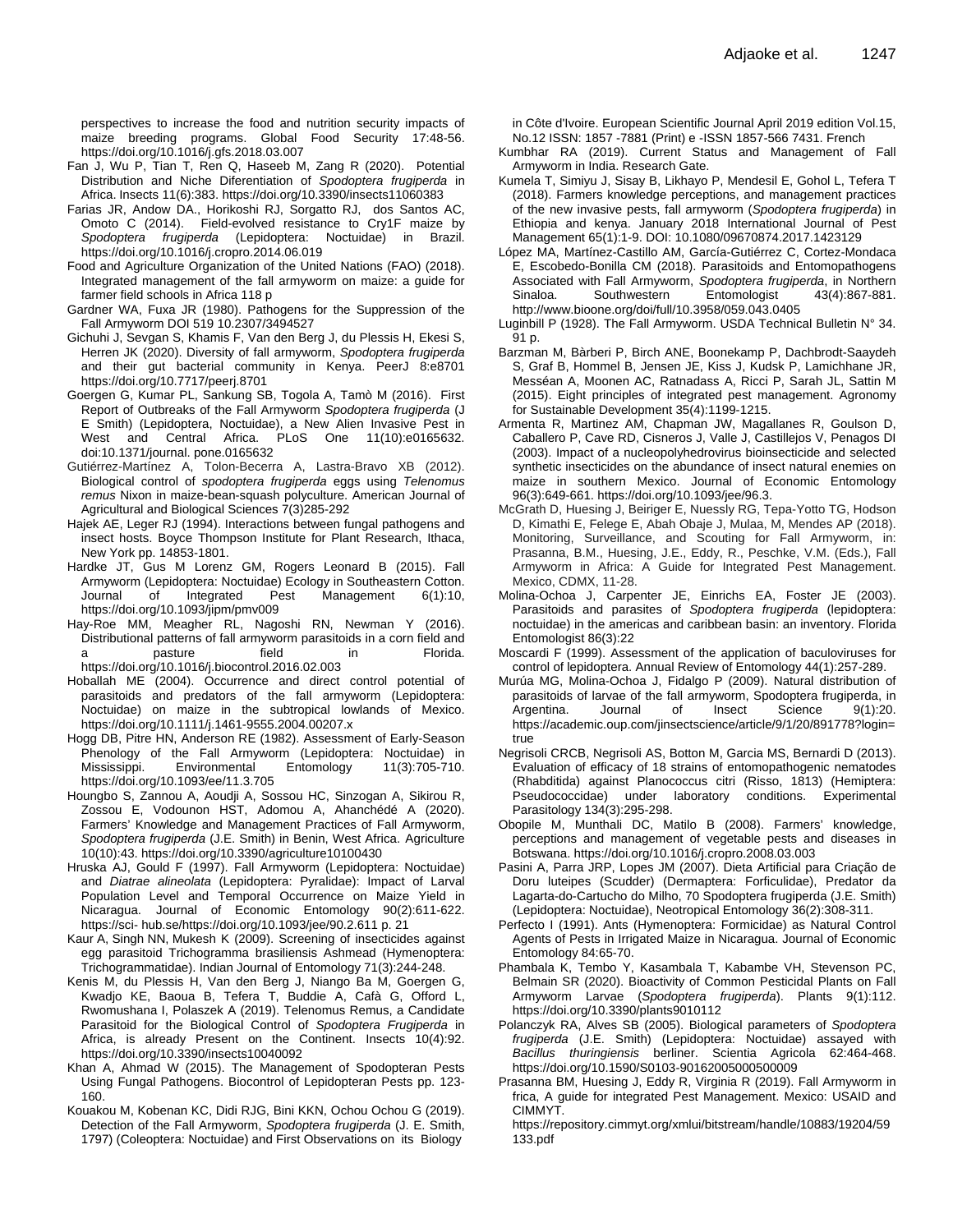perspectives to increase the food and nutrition security impacts of maize breeding programs. Global Food Security 17:48-56. https://doi.org/10.1016/j.gfs.2018.03.007

Fan J, Wu P, Tian T, Ren Q, Haseeb M, Zang R (2020). Potential Distribution and Niche Diferentiation of *Spodoptera frugiperda* in Africa. Insects 11(6):383. https://doi.org/10.3390/insects11060383

Farias JR, Andow DA., Horikoshi RJ, Sorgatto RJ, dos Santos AC, Omoto C (2014). Field-evolved resistance to Cry1F maize by *Spodoptera frugiperda* (Lepidoptera: Noctuidae) in Brazil. https://doi.org/10.1016/j.cropro.2014.06.019

Food and Agriculture Organization of the United Nations (FAO) (2018). Integrated management of the fall armyworm on maize: a guide for farmer field schools in Africa 118 p

Gardner WA, Fuxa JR (1980). Pathogens for the Suppression of the Fall Armyworm DOI 519 10.2307/3494527

Gichuhi J, Sevgan S, Khamis F, Van den Berg J, du Plessis H, Ekesi S, Herren JK (2020). Diversity of fall armyworm, *Spodoptera frugiperda* and their gut bacterial community in Kenya. PeerJ 8:e8701 https://doi.org/10.7717/peerj.8701

Goergen G, Kumar PL, Sankung SB, Togola A, Tamò M (2016). First Report of Outbreaks of the Fall Armyworm *Spodoptera frugiperda* (J E Smith) (Lepidoptera, Noctuidae), a New Alien Invasive Pest in West and Central Africa. PLoS One 11(10):e0165632. doi:10.1371/journal. pone.0165632

Gutiérrez-Martínez A, Tolon-Becerra A, Lastra-Bravo XB (2012). Biological control of *spodoptera frugiperda* eggs using *Telenomus remus* Nixon in maize-bean-squash polyculture. American Journal of Agricultural and Biological Sciences 7(3)285-292

Hajek AE, Leger RJ (1994). Interactions between fungal pathogens and insect hosts. Boyce Thompson Institute for Plant Research, Ithaca, New York pp. 14853-1801.

Hardke JT, Gus M Lorenz GM, Rogers Leonard B (2015). Fall Armyworm (Lepidoptera: Noctuidae) Ecology in Southeastern Cotton. Journal of Integrated Pest Management 6(1):10, https://doi.org/10.1093/jipm/pmv009

Hay-Roe MM, Meagher RL, Nagoshi RN, Newman Y (2016). Distributional patterns of fall armyworm parasitoids in a corn field and a pasture field in Florida. https://doi.org/10.1016/j.biocontrol.2016.02.003

Hoballah ME (2004). Occurrence and direct control potential of parasitoids and predators of the fall armyworm (Lepidoptera: Noctuidae) on maize in the subtropical lowlands of Mexico. https://doi.org/10.1111/j.1461-9555.2004.00207.x

Hogg DB, Pitre HN, Anderson RE (1982). Assessment of Early-Season Phenology of the Fall Armyworm (Lepidoptera: Noctuidae) in Mississippi. Environmental Entomology 11(3):705-710. https://doi.org/10.1093/ee/11.3.705

Houngbo S, Zannou A, Aoudji A, Sossou HC, Sinzogan A, Sikirou R, Zossou E, Vodounon HST, Adomou A, Ahanchédé A (2020). Farmers' Knowledge and Management Practices of Fall Armyworm, *Spodoptera frugiperda* (J.E. Smith) in Benin, West Africa. Agriculture 10(10):43. https://doi.org/10.3390/agriculture10100430

Hruska AJ, Gould F (1997). Fall Armyworm (Lepidoptera: Noctuidae) and *Diatrae alineolata* (Lepidoptera: Pyralidae): Impact of Larval Population Level and Temporal Occurrence on Maize Yield in Nicaragua. Journal of Economic Entomology 90(2):611-622. https://sci- hub.se/https://doi.org/10.1093/jee/90.2.611 p. 21

Kaur A, Singh NN, Mukesh K (2009). Screening of insecticides against egg parasitoid Trichogramma brasiliensis Ashmead (Hymenoptera: Trichogrammatidae). Indian Journal of Entomology 71(3):244-248.

Kenis M, du Plessis H, Van den Berg J, Niango Ba M, Goergen G, Kwadjo KE, Baoua B, Tefera T, Buddie A, Cafà G, Offord L, Rwomushana I, Polaszek A (2019). Telenomus Remus, a Candidate Parasitoid for the Biological Control of *Spodoptera Frugiperda* in Africa, is already Present on the Continent. Insects 10(4):92. https://doi.org/10.3390/insects10040092

Khan A, Ahmad W (2015). The Management of Spodopteran Pests Using Fungal Pathogens. Biocontrol of Lepidopteran Pests pp. 123-160.

Kouakou M, Kobenan KC, Didi RJG, Bini KKN, Ochou Ochou G (2019). Detection of the Fall Armyworm, *Spodoptera frugiperda* (J. E. Smith, 1797) (Coleoptera: Noctuidae) and First Observations on its Biology in Côte d'Ivoire. European Scientific Journal April 2019 edition Vol.15, No.12 ISSN: 1857 -7881 (Print) e -ISSN 1857-566 7431. French

Kumbhar RA (2019). Current Status and Management of Fall Armyworm in India. Research Gate.

Kumela T, Simiyu J, Sisay B, Likhayo P, Mendesil E, Gohol L, Tefera T (2018). Farmers knowledge perceptions, and management practices of the new invasive pests, fall armyworm (*Spodoptera frugiperda*) in Ethiopia and kenya. January 2018 International Journal of Pest Management 65(1):1-9. DOI: 10.1080/09670874.2017.1423129

López MA, Martínez-Castillo AM, García-Gutiérrez C, Cortez-Mondaca E, Escobedo-Bonilla CM (2018). Parasitoids and Entomopathogens Associated with Fall Armyworm, *Spodoptera frugiperda*, in Northern Sinaloa. Southwestern Entomologist 43(4):867-881. http://www.bioone.org/doi/full/10.3958/059.043.0405

Luginbill P (1928). The Fall Armyworm. USDA Technical Bulletin N° 34. 91 p.

Barzman M, Bàrberi P, Birch ANE, Boonekamp P, Dachbrodt-Saaydeh S, Graf B, Hommel B, Jensen JE, Kiss J, Kudsk P, Lamichhane JR, Messéan A, Moonen AC, Ratnadass A, Ricci P, Sarah JL, Sattin M (2015). Eight principles of integrated pest management. Agronomy for Sustainable Development 35(4):1199-1215.

Armenta R, Martinez AM, Chapman JW, Magallanes R, Goulson D, Caballero P, Cave RD, Cisneros J, Valle J, Castillejos V, Penagos DI (2003). Impact of a nucleopolyhedrovirus bioinsecticide and selected synthetic insecticides on the abundance of insect natural enemies on maize in southern Mexico. Journal of Economic Entomology 96(3):649-661. https://doi.org/10.1093/jee/96.3.

McGrath D, Huesing J, Beiriger R, Nuessly RG, Tepa-Yotto TG, Hodson D, Kimathi E, Felege E, Abah Obaje J, Mulaa, M, Mendes AP (2018). Monitoring, Surveillance, and Scouting for Fall Armyworm, in: Prasanna, B.M., Huesing, J.E., Eddy, R., Peschke, V.M. (Eds.), Fall Armyworm in Africa: A Guide for Integrated Pest Management. Mexico, CDMX, 11-28.

Molina-Ochoa J, Carpenter JE, Einrichs EA, Foster JE (2003). Parasitoids and parasites of *Spodoptera frugiperda* (lepidoptera: noctuidae) in the americas and caribbean basin: an inventory. Florida Entomologist 86(3):22

Moscardi F (1999). Assessment of the application of baculoviruses for control of lepidoptera. Annual Review of Entomology 44(1):257-289.

Murúa MG, Molina-Ochoa J, Fidalgo P (2009). Natural distribution of parasitoids of larvae of the fall armyworm, Spodoptera frugiperda, in Argentina. Journal of Insect Science 9(1):20. https://academic.oup.com/jinsectscience/article/9/1/20/891778?login=true

Negrisoli CRCB, Negrisoli AS, Botton M, Garcia MS, Bernardi D (2013). Evaluation of efficacy of 18 strains of entomopathogenic nematodes (Rhabditida) against Planococcus citri (Risso, 1813) (Hemiptera: Pseudococcidae) under laboratory conditions. Experimental Parasitology 134(3):295-298.

Obopile M, Munthali DC, Matilo B (2008). Farmers' knowledge, perceptions and management of vegetable pests and diseases in Botswana. https://doi.org/10.1016/j.cropro.2008.03.003

Pasini A, Parra JRP, Lopes JM (2007). Dieta Artificial para Criação de Doru luteipes (Scudder) (Dermaptera: Forficulidae), Predator da Lagarta-do-Cartucho do Milho, 70 Spodoptera frugiperda (J.E. Smith) (Lepidoptera: Noctuidae), Neotropical Entomology 36(2):308-311.

Perfecto I (1991). Ants (Hymenoptera: Formicidae) as Natural Control Agents of Pests in Irrigated Maize in Nicaragua. Journal of Economic Entomology 84:65-70.

Phambala K, Tembo Y, Kasambala T, Kabambe VH, Stevenson PC, Belmain SR (2020). Bioactivity of Common Pesticidal Plants on Fall Armyworm Larvae (*Spodoptera frugiperda*). Plants 9(1):112. https://doi.org/10.3390/plants9010112

Polanczyk RA, Alves SB (2005). Biological parameters of *Spodoptera frugiperda* (J.E. Smith) (Lepidoptera: Noctuidae) assayed with *Bacillus thuringiensis* berliner. Scientia Agricola 62:464-468. https://doi.org/10.1590/S0103-90162005000500009

Prasanna BM, Huesing J, Eddy R, Virginia R (2019). Fall Armyworm in frica, A guide for integrated Pest Management. Mexico: USAID and CIMMYT. https://repository.cimmyt.org/xmlui/bitstream/handle/10883/19204/59133.pdf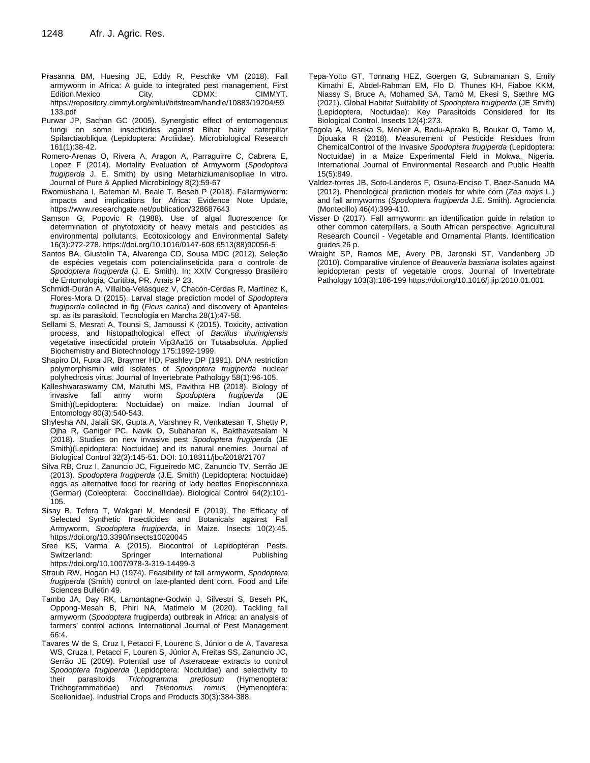Prasanna BM, Huesing JE, Eddy R, Peschke VM (2018). Fall armyworm in Africa: A guide to integrated pest management, First Edition.Mexico City, CDMX: CIMMYT. https://repository.cimmyt.org/xmlui/bitstream/handle/10883/19204/59133.pdf

Purwar JP, Sachan GC (2005). Synergistic effect of entomogenous fungi on some insecticides against Bihar hairy caterpillar Spilarctiaobliqua (Lepidoptera: Arctiidae). Microbiological Research 161(1):38-42.

Romero-Arenas O, Rivera A, Aragon A, Parraguirre C, Cabrera E, Lopez F (2014). Mortality Evaluation of Armyworm (*Spodoptera frugiperda* J. E. Smith) by using Metarhiziumanisopliae In vitro. Journal of Pure & Applied Microbiology 8(2):59-67

Rwomushana I, Bateman M, Beale T. Beseh P (2018). Fallarmyworm: impacts and implications for Africa: Evidence Note Update, https://www.researchgate.net/publication/328687643

Samson G, Popovic R (1988). Use of algal fluorescence for determination of phytotoxicity of heavy metals and pesticides as environmental pollutants. Ecotoxicology and Environmental Safety 16(3):272-278. https://doi.org/10.1016/0147-608 6513(88)90056-5

Santos BA, Giustolin TA, Alvarenga CD, Sousa MDC (2012). Seleção de espécies vegetais com potencialinseticida para o controle de *Spodoptera frugiperda* (J. E. Smith). In: XXIV Congresso Brasileiro de Entomologia, Curitiba, PR. Anais P 23.

Schmidt-Durán A, Villalba-Velásquez V, Chacón-Cerdas R, Martínez K, Flores-Mora D (2015). Larval stage prediction model of *Spodoptera frugiperda* collected in fig (*Ficus carica*) and discovery of Apanteles sp. as its parasitoid. Tecnología en Marcha 28(1):47-58.

Sellami S, Mesrati A, Tounsi S, Jamoussi K (2015). Toxicity, activation process, and histopathological effect of *Bacillus thuringiensis* vegetative insecticidal protein Vip3Aa16 on Tutaabsoluta. Applied Biochemistry and Biotechnology 175:1992-1999.

Shapiro DI, Fuxa JR, Braymer HD, Pashley DP (1991). DNA restriction polymorphismin wild isolates of *Spodoptera frugiperda* nuclear polyhedrosis virus. Journal of Invertebrate Pathology 58(1):96-105.

Kalleshwaraswamy CM, Maruthi MS, Pavithra HB (2018). Biology of invasive fall army worm *Spodoptera frugiperda* (JE Smith)(Lepidoptera: Noctuidae) on maize. Indian Journal of Entomology 80(3):540-543.

Shylesha AN, Jalali SK, Gupta A, Varshney R, Venkatesan T, Shetty P, Ojha R, Ganiger PC, Navik O, Subaharan K, Bakthavatsalam N (2018). Studies on new invasive pest *Spodoptera frugiperda* (JE Smith)(Lepidoptera: Noctuidae) and its natural enemies. Journal of Biological Control 32(3):145-51. DOI: 10.18311/jbc/2018/21707

Silva RB, Cruz I, Zanuncio JC, Figueiredo MC, Zanuncio TV, Serrão JE (2013). *Spodoptera frugiperda* (J.E. Smith) (Lepidoptera: Noctuidae) eggs as alternative food for rearing of lady beetles Eriopisconnexa (Germar) (Coleoptera: Coccinellidae). Biological Control 64(2):101-105.

Sisay B, Tefera T, Wakgari M, Mendesil E (2019). The Efficacy of Selected Synthetic Insecticides and Botanicals against Fall Armyworm, *Spodoptera frugiperda*, in Maize. Insects 10(2):45. https://doi.org/10.3390/insects10020045

Sree KS, Varma A (2015). Biocontrol of Lepidopteran Pests. Switzerland: Springer International Publishing https://doi.org/10.1007/978-3-319-14499-3

Straub RW, Hogan HJ (1974). Feasibility of fall armyworm, *Spodoptera frugiperda* (Smith) control on late-planted dent corn. Food and Life Sciences Bulletin 49.

Tambo JA, Day RK, Lamontagne-Godwin J, Silvestri S, Beseh PK, Oppong-Mesah B, Phiri NA, Matimelo M (2020). Tackling fall armyworm (*Spodoptera* frugiperda) outbreak in Africa: an analysis of farmers' control actions. International Journal of Pest Management 66:4.

Tavares W de S, Cruz I, Petacci F, Lourenc S, Júnior o de A, Tavaresa WS, Cruza I, Petacci F, Louren S¸ Júnior A, Freitas SS, Zanuncio JC, Serrão JE (2009). Potential use of Asteraceae extracts to control *Spodoptera frugiperda* (Lepidoptera: Noctuidae) and selectivity to their parasitoids *Trichogramma pretiosum* (Hymenoptera: Trichogrammatidae) and *Telenomus remus* (Hymenoptera: Scelionidae). Industrial Crops and Products 30(3):384-388.

Tepa-Yotto GT, Tonnang HEZ, Goergen G, Subramanian S, Emily Kimathi E, Abdel-Rahman EM, Flo D, Thunes KH, Fiaboe KKM, Niassy S, Bruce A, Mohamed SA, Tamò M, Ekesi S, Sæthre MG (2021). Global Habitat Suitability of *Spodoptera frugiperda* (JE Smith) (Lepidoptera, Noctuidae): Key Parasitoids Considered for Its Biological Control. Insects 12(4):273.

Togola A, Meseka S, Menkir A, Badu-Apraku B, Boukar O, Tamo M, Djouaka R (2018). Measurement of Pesticide Residues from ChemicalControl of the Invasive *Spodoptera frugiperda* (Lepidoptera: Noctuidae) in a Maize Experimental Field in Mokwa, Nigeria. International Journal of Environmental Research and Public Health 15(5):849.

Valdez-torres JB, Soto-Landeros F, Osuna-Enciso T, Baez-Sanudo MA (2012). Phenological prediction models for white corn (*Zea mays* L.) and fall armyworms (*Spodoptera frugiperda* J.E. Smith). Agrociencia (Montecillo) 46(4):399-410.

Visser D (2017). Fall armyworm: an identification guide in relation to other common caterpillars, a South African perspective. Agricultural Research Council - Vegetable and Ornamental Plants. Identification guides 26 p.

Wraight SP, Ramos ME, Avery PB, Jaronski ST, Vandenberg JD (2010). Comparative virulence of *Beauveria bassiana* isolates against lepidopteran pests of vegetable crops. Journal of Invertebrate Pathology 103(3):186-199 https://doi.org/10.1016/j.jip.2010.01.001